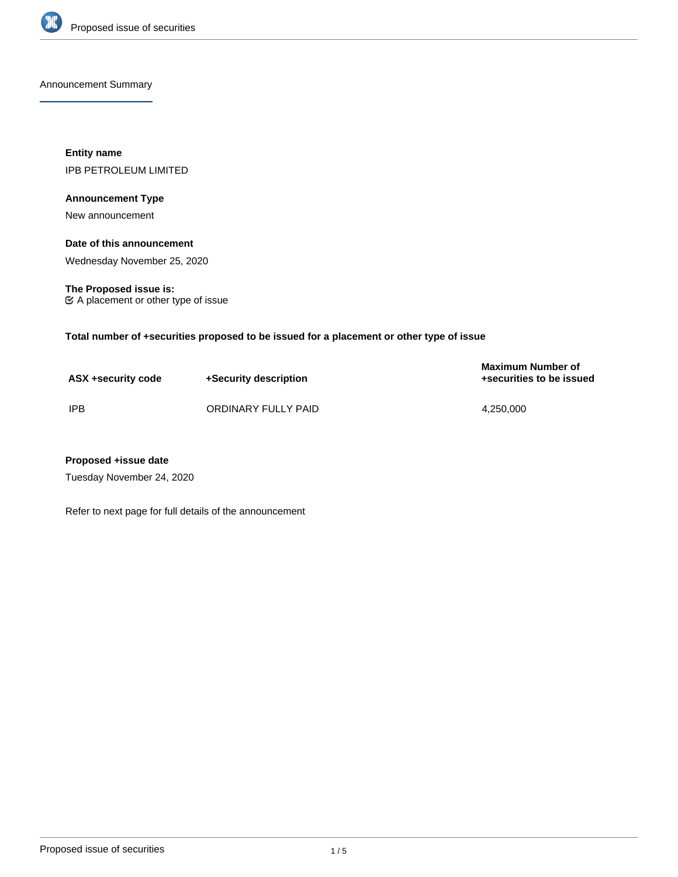## Announcement Summary

**Entity name**

IPB PETROLEUM LIMITED

**Announcement Type**

New announcement

**Date of this announcement**

Wednesday November 25, 2020

**The Proposed issue is:**

☑ A placement or other type of issue

**Total number of +securities proposed to be issued for a placement or other type of issue**

| ASX +security code | +Security description | Maximum Number of +securities to be issued |
|---|---|---|
| IPB | ORDINARY FULLY PAID | 4,250,000 |

**Proposed +issue date**

Tuesday November 24, 2020

Refer to next page for full details of the announcement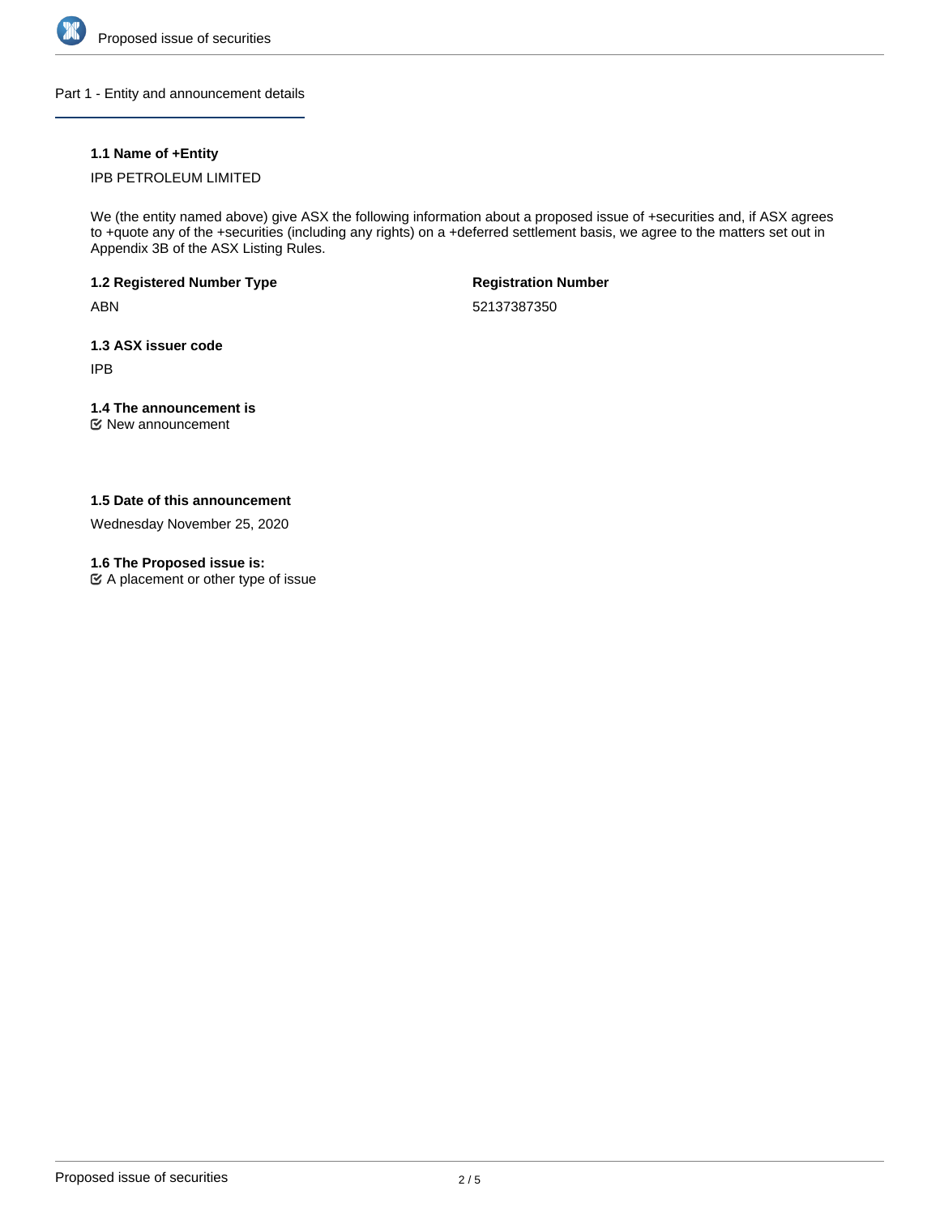## Part 1 - Entity and announcement details

**1.1 Name of +Entity**

IPB PETROLEUM LIMITED

We (the entity named above) give ASX the following information about a proposed issue of +securities and, if ASX agrees to +quote any of the +securities (including any rights) on a +deferred settlement basis, we agree to the matters set out in Appendix 3B of the ASX Listing Rules.

**1.2 Registered Number Type**

ABN

**Registration Number**

52137387350

**1.3 ASX issuer code**

IPB

**1.4 The announcement is**

New announcement

**1.5 Date of this announcement**

Wednesday November 25, 2020

**1.6 The Proposed issue is:**

A placement or other type of issue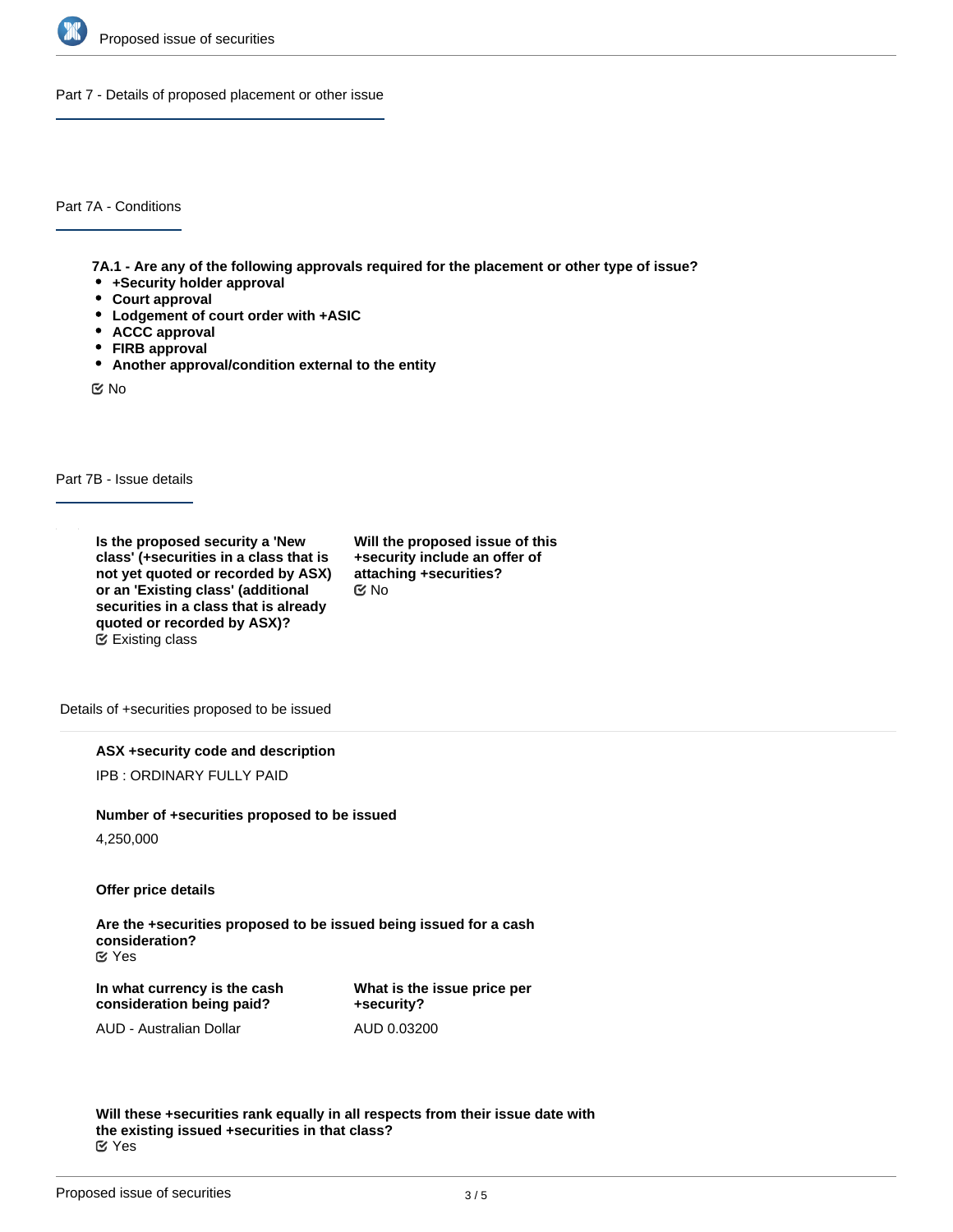## Part 7 - Details of proposed placement or other issue

### Part 7A - Conditions

**7A.1 - Are any of the following approvals required for the placement or other type of issue?**

- **+Security holder approval**
- **Court approval**
- **Lodgement of court order with +ASIC**
- **ACCC approval**
- **FIRB approval**
- **Another approval/condition external to the entity**

No

### Part 7B - Issue details

**Is the proposed security a 'New class' (+securities in a class that is not yet quoted or recorded by ASX) or an 'Existing class' (additional securities in a class that is already quoted or recorded by ASX)?**
Existing class

**Will the proposed issue of this +security include an offer of attaching +securities?**
No

Details of +securities proposed to be issued

**ASX +security code and description**

IPB : ORDINARY FULLY PAID

**Number of +securities proposed to be issued**

4,250,000

**Offer price details**

**Are the +securities proposed to be issued being issued for a cash consideration?**
Yes

**In what currency is the cash consideration being paid?**

AUD - Australian Dollar

**What is the issue price per +security?**

AUD 0.03200

**Will these +securities rank equally in all respects from their issue date with the existing issued +securities in that class?**
Yes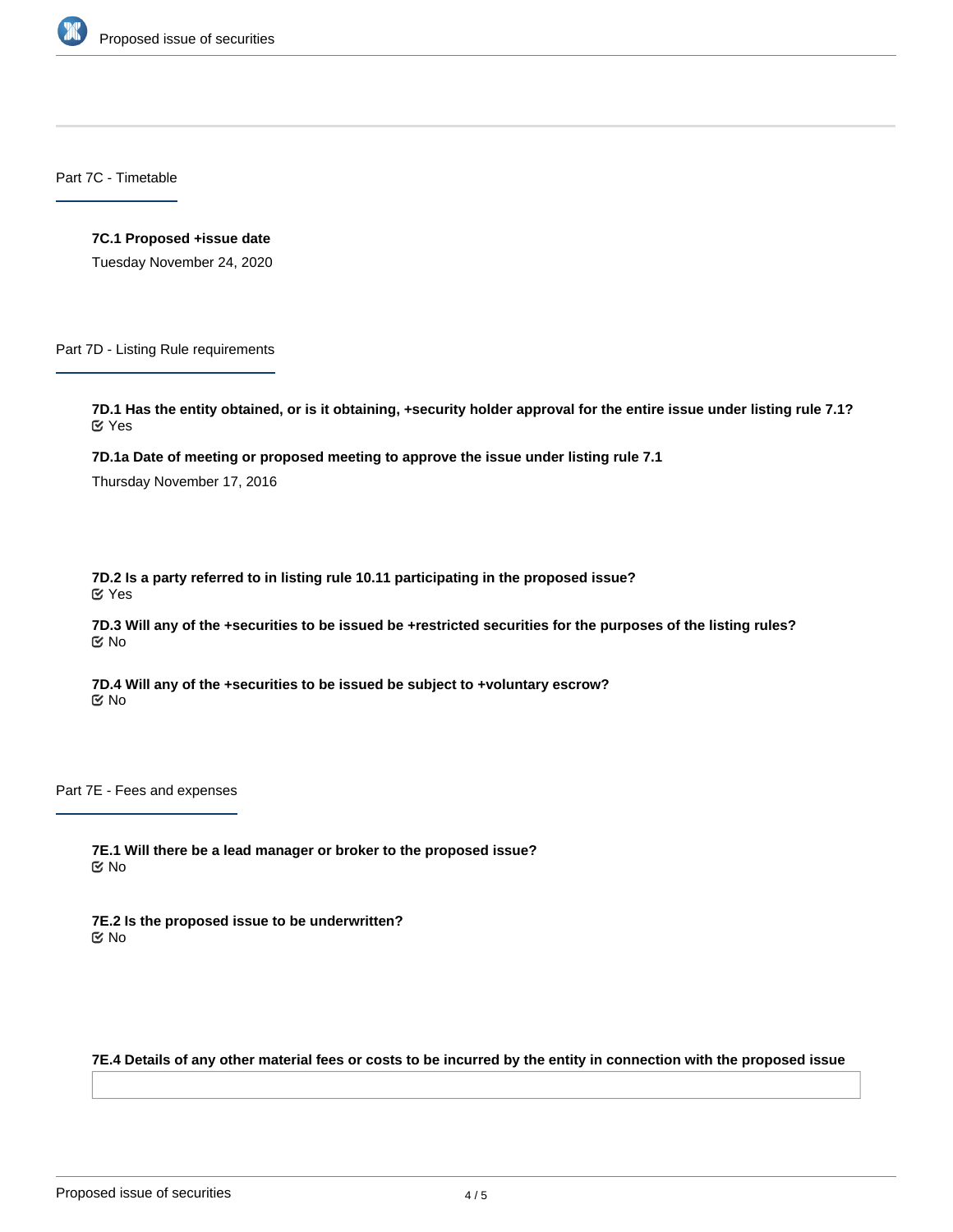## Part 7C - Timetable

**7C.1 Proposed +issue date**

Tuesday November 24, 2020

## Part 7D - Listing Rule requirements

**7D.1 Has the entity obtained, or is it obtaining, +security holder approval for the entire issue under listing rule 7.1?**

Yes

**7D.1a Date of meeting or proposed meeting to approve the issue under listing rule 7.1**

Thursday November 17, 2016

**7D.2 Is a party referred to in listing rule 10.11 participating in the proposed issue?**

Yes

**7D.3 Will any of the +securities to be issued be +restricted securities for the purposes of the listing rules?**

No

**7D.4 Will any of the +securities to be issued be subject to +voluntary escrow?**

No

## Part 7E - Fees and expenses

**7E.1 Will there be a lead manager or broker to the proposed issue?**

No

**7E.2 Is the proposed issue to be underwritten?**

No

**7E.4 Details of any other material fees or costs to be incurred by the entity in connection with the proposed issue**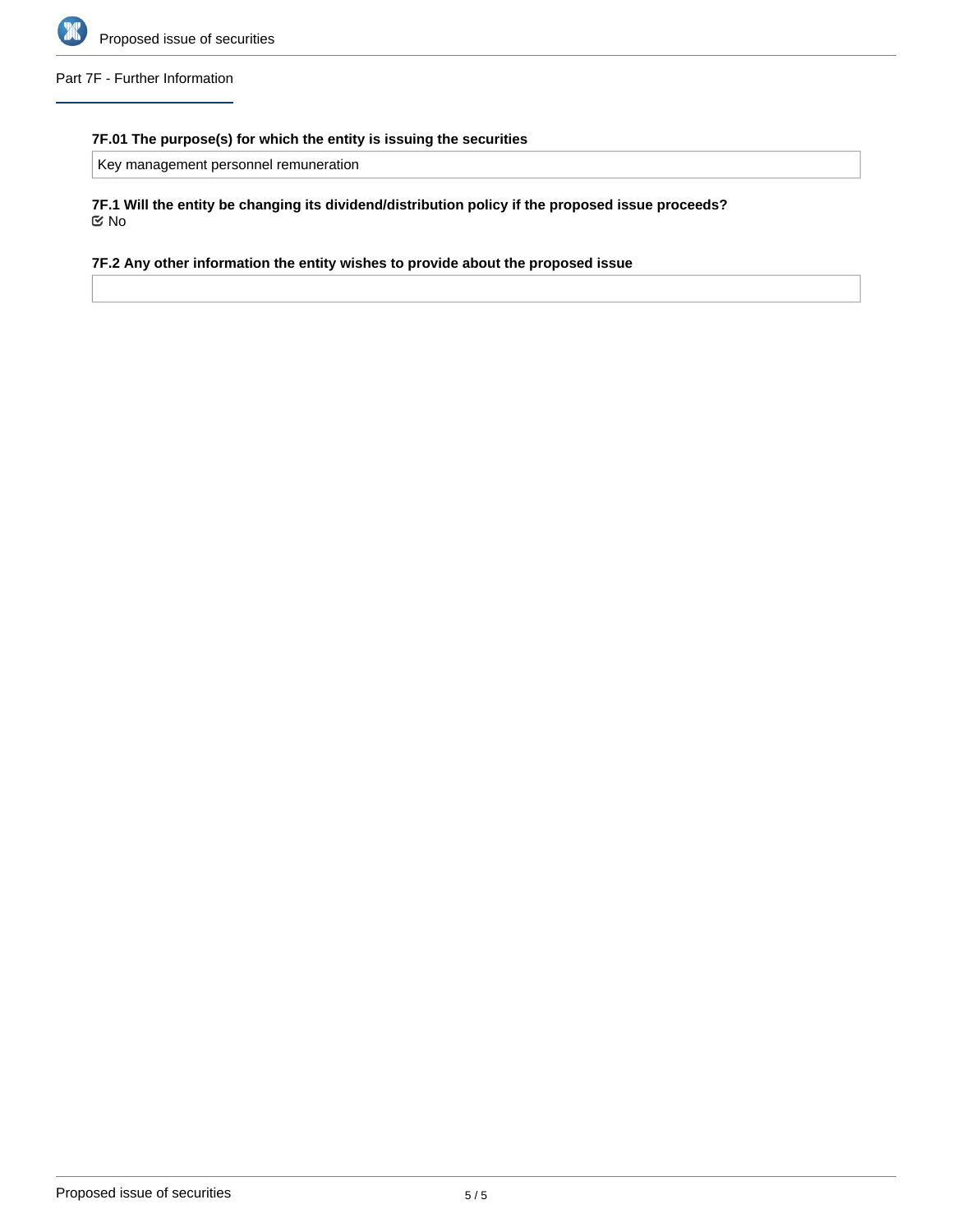## Part 7F - Further Information

**7F.01 The purpose(s) for which the entity is issuing the securities**

Key management personnel remuneration

**7F.1 Will the entity be changing its dividend/distribution policy if the proposed issue proceeds?**

☑ No

**7F.2 Any other information the entity wishes to provide about the proposed issue**